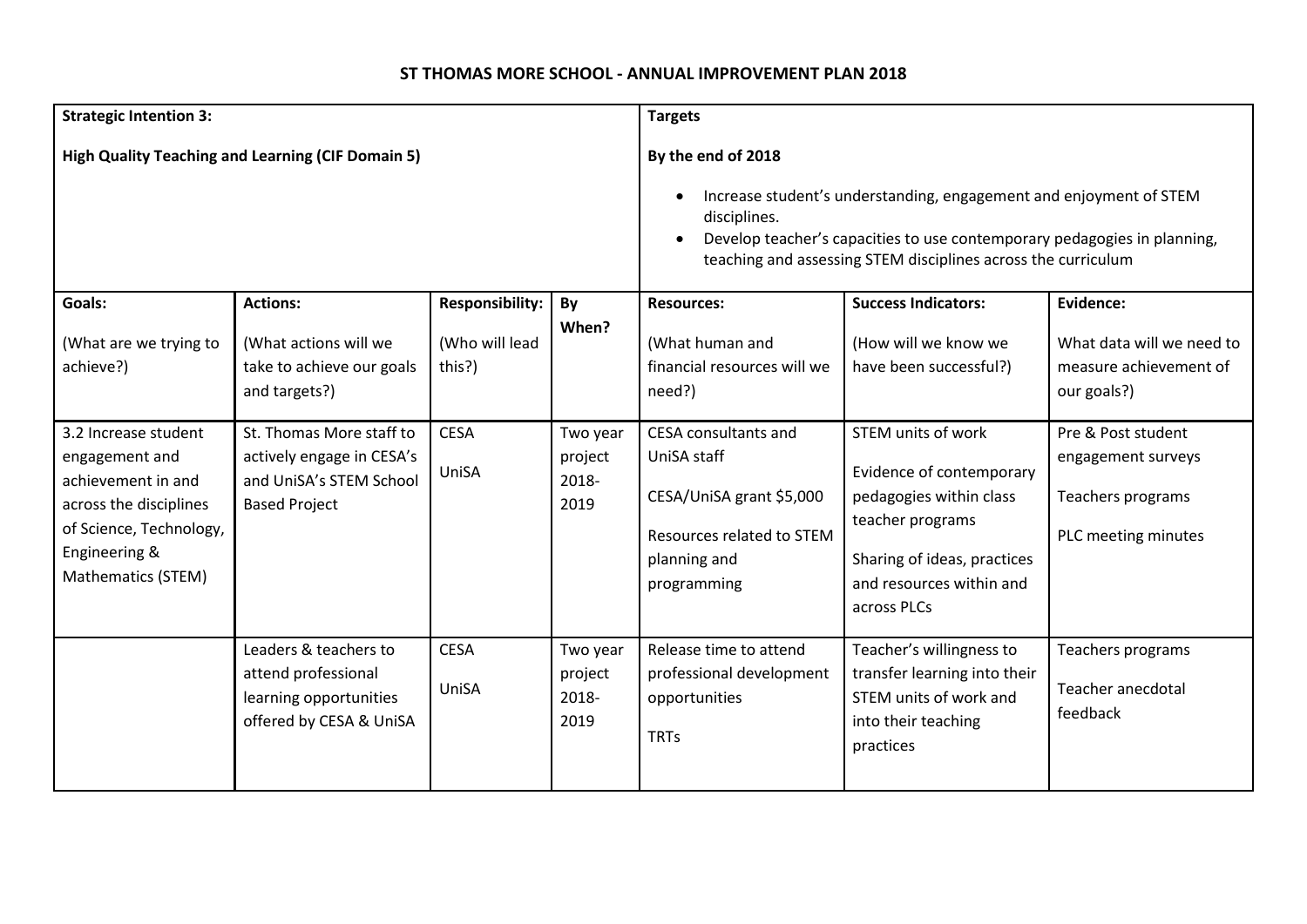# ST THOMAS MORE SCHOOL - ANNUAL IMPROVEMENT PLAN 2018

| **Strategic Intention 3:**<br><br>**High Quality Teaching and Learning (CIF Domain 5)** | | | | **Targets**<br><br>**By the end of 2018**<br><br>• Increase student's understanding, engagement and enjoyment of STEM disciplines.<br>• Develop teacher's capacities to use contemporary pedagogies in planning, teaching and assessing STEM disciplines across the curriculum | | |
|---|---|---|---|---|---|---|
| **Goals:**<br><br>(What are we trying to achieve?) | **Actions:**<br><br>(What actions will we take to achieve our goals and targets?) | **Responsibility:**<br><br>(Who will lead this?) | **By When?** | **Resources:**<br><br>(What human and financial resources will we need?) | **Success Indicators:**<br><br>(How will we know we have been successful?) | **Evidence:**<br><br>What data will we need to measure achievement of our goals?) |
| 3.2 Increase student engagement and achievement in and across the disciplines of Science, Technology, Engineering & Mathematics (STEM) | St. Thomas More staff to actively engage in CESA's and UniSA's STEM School Based Project | CESA<br><br>UniSA | Two year project 2018-2019 | CESA consultants and UniSA staff<br><br>CESA/UniSA grant $5,000<br><br>Resources related to STEM planning and programming | STEM units of work<br><br>Evidence of contemporary pedagogies within class teacher programs<br><br>Sharing of ideas, practices and resources within and across PLCs | Pre & Post student engagement surveys<br><br>Teachers programs<br><br>PLC meeting minutes |
| | Leaders & teachers to attend professional learning opportunities offered by CESA & UniSA | CESA<br><br>UniSA | Two year project 2018-2019 | Release time to attend professional development opportunities<br><br>TRTs | Teacher's willingness to transfer learning into their STEM units of work and into their teaching practices | Teachers programs<br><br>Teacher anecdotal feedback |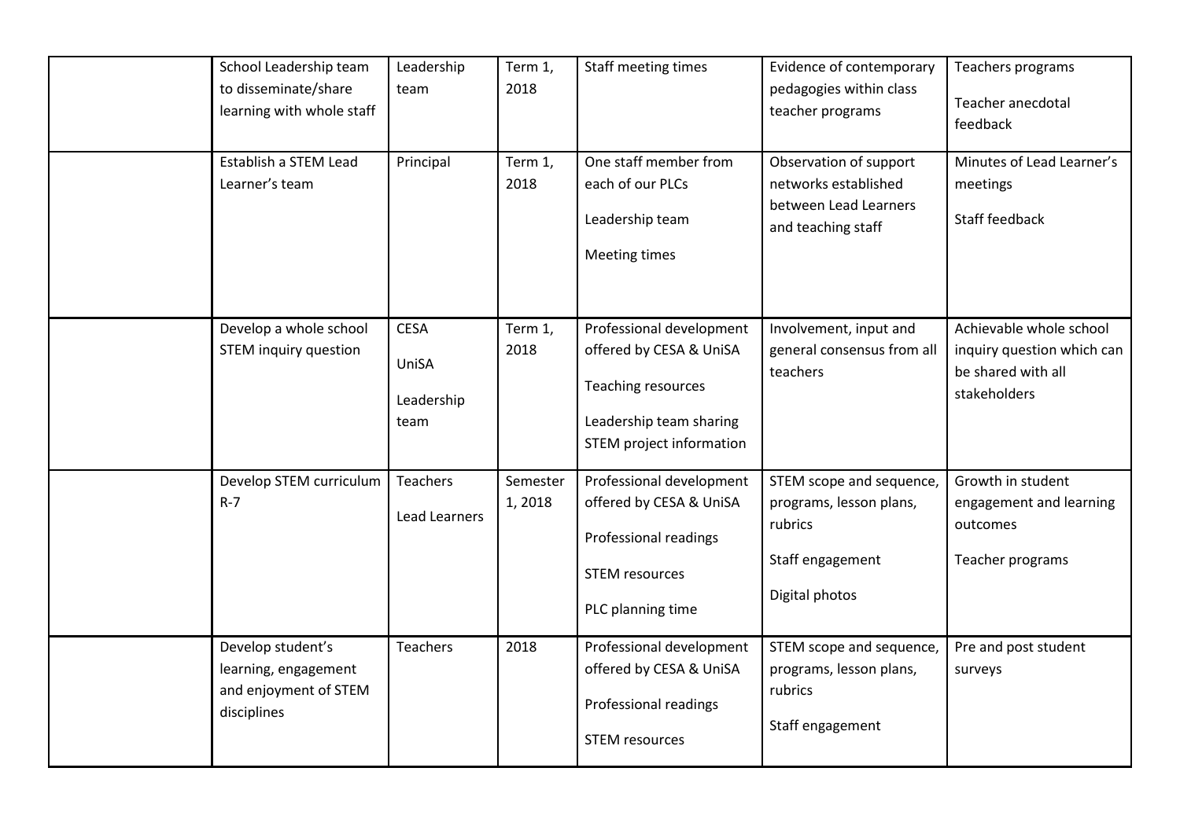| | | | | | | |
|---|---|---|---|---|---|---|
| | School Leadership team to disseminate/share learning with whole staff | Leadership team | Term 1, 2018 | Staff meeting times | Evidence of contemporary pedagogies within class teacher programs | Teachers programs<br><br>Teacher anecdotal feedback |
| | Establish a STEM Lead Learner's team | Principal | Term 1, 2018 | One staff member from each of our PLCs<br><br>Leadership team<br><br>Meeting times | Observation of support networks established between Lead Learners and teaching staff | Minutes of Lead Learner's meetings<br><br>Staff feedback |
| | Develop a whole school STEM inquiry question | CESA<br><br>UniSA<br><br>Leadership team | Term 1, 2018 | Professional development offered by CESA & UniSA<br><br>Teaching resources<br><br>Leadership team sharing STEM project information | Involvement, input and general consensus from all teachers | Achievable whole school inquiry question which can be shared with all stakeholders |
| | Develop STEM curriculum R-7 | Teachers<br><br>Lead Learners | Semester 1, 2018 | Professional development offered by CESA & UniSA<br><br>Professional readings<br><br>STEM resources<br><br>PLC planning time | STEM scope and sequence, programs, lesson plans, rubrics<br><br>Staff engagement<br><br>Digital photos | Growth in student engagement and learning outcomes<br><br>Teacher programs |
| | Develop student's learning, engagement and enjoyment of STEM disciplines | Teachers | 2018 | Professional development offered by CESA & UniSA<br><br>Professional readings<br><br>STEM resources | STEM scope and sequence, programs, lesson plans, rubrics<br><br>Staff engagement | Pre and post student surveys |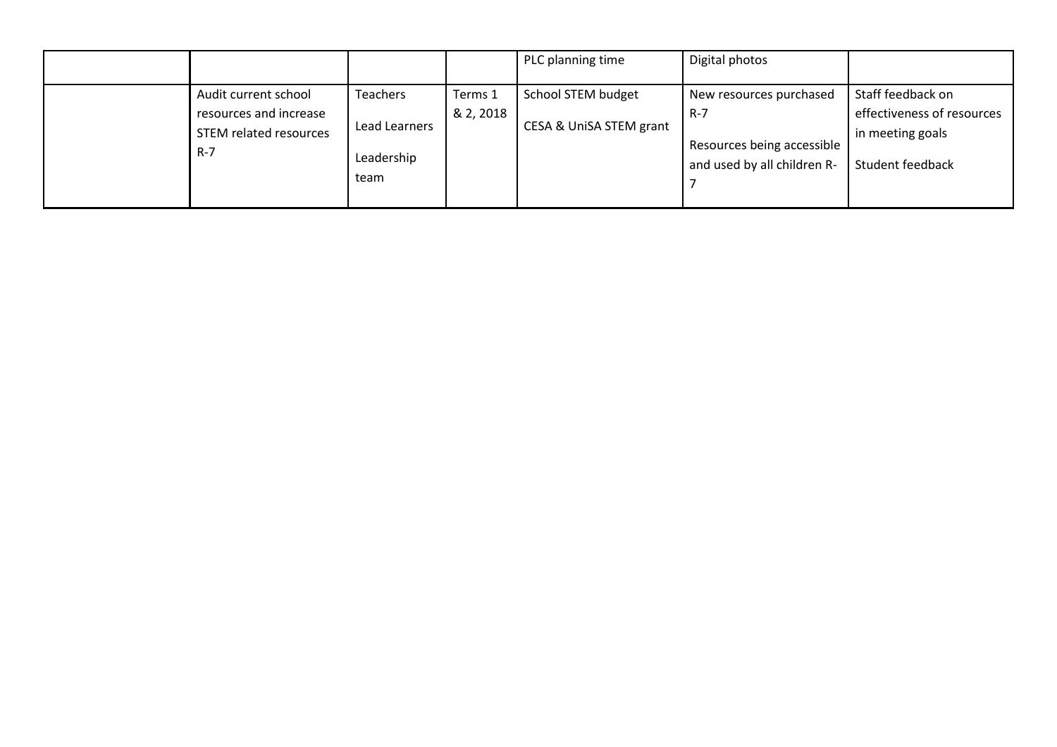| | | | | | | |
|---|---|---|---|---|---|---|
| | | | | PLC planning time | Digital photos | |
| | Audit current school resources and increase STEM related resources R-7 | Teachers<br><br>Lead Learners<br><br>Leadership team | Terms 1 & 2, 2018 | School STEM budget<br><br>CESA & UniSA STEM grant | New resources purchased R-7<br><br>Resources being accessible and used by all children R-7 | Staff feedback on effectiveness of resources in meeting goals<br><br>Student feedback |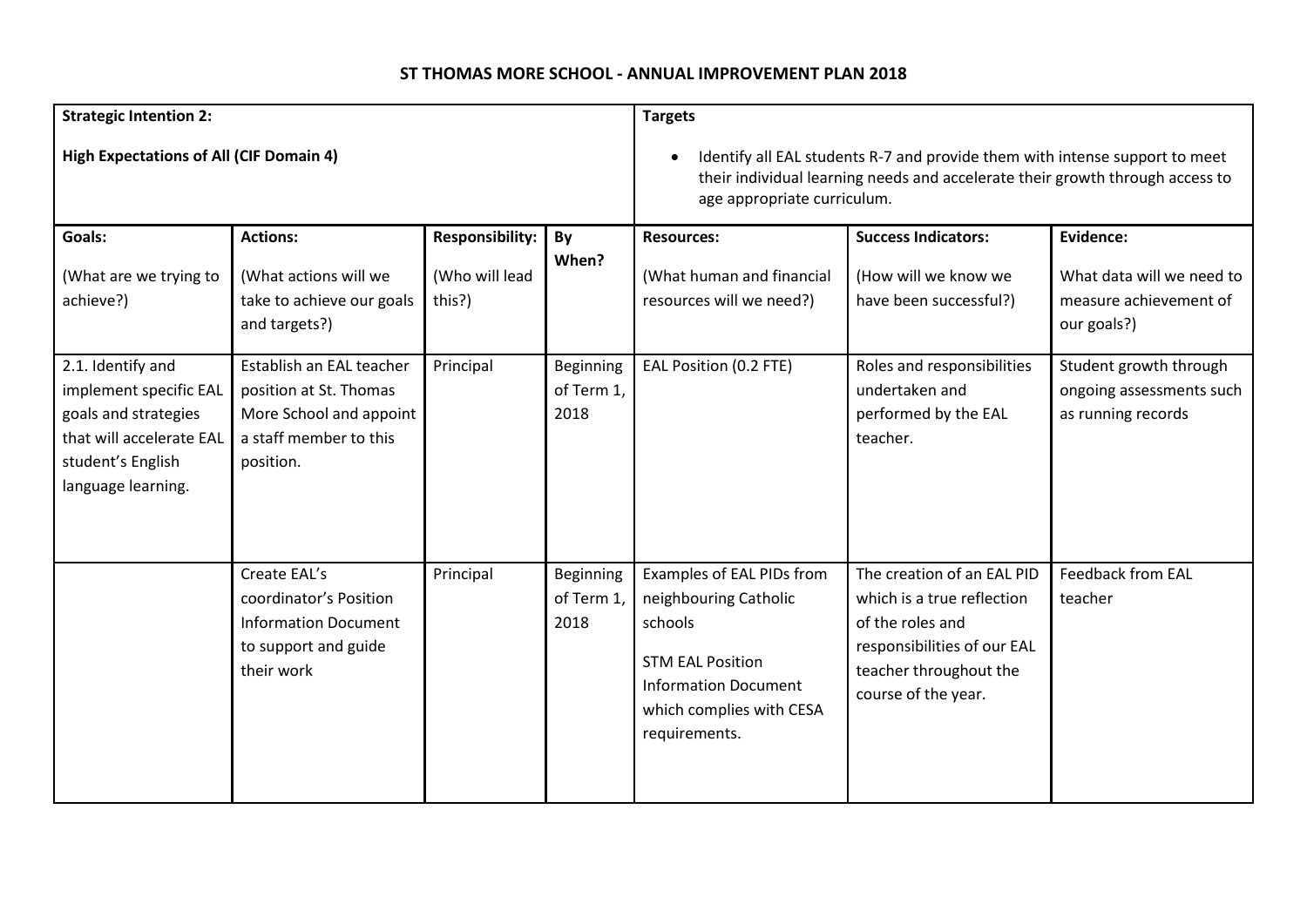## ST THOMAS MORE SCHOOL - ANNUAL IMPROVEMENT PLAN 2018

| **Strategic Intention 2:** **High Expectations of All (CIF Domain 4)** | | | | **Targets** • Identify all EAL students R-7 and provide them with intense support to meet their individual learning needs and accelerate their growth through access to age appropriate curriculum. | | |
|---|---|---|---|---|---|---|
| **Goals:** (What are we trying to achieve?) | **Actions:** (What actions will we take to achieve our goals and targets?) | **Responsibility:** (Who will lead this?) | **By When?** | **Resources:** (What human and financial resources will we need?) | **Success Indicators:** (How will we know we have been successful?) | **Evidence:** What data will we need to measure achievement of our goals?) |
| 2.1. Identify and implement specific EAL goals and strategies that will accelerate EAL student's English language learning. | Establish an EAL teacher position at St. Thomas More School and appoint a staff member to this position. | Principal | Beginning of Term 1, 2018 | EAL Position (0.2 FTE) | Roles and responsibilities undertaken and performed by the EAL teacher. | Student growth through ongoing assessments such as running records |
| | Create EAL's coordinator's Position Information Document to support and guide their work | Principal | Beginning of Term 1, 2018 | Examples of EAL PIDs from neighbouring Catholic schools<br><br>STM EAL Position Information Document which complies with CESA requirements. | The creation of an EAL PID which is a true reflection of the roles and responsibilities of our EAL teacher throughout the course of the year. | Feedback from EAL teacher |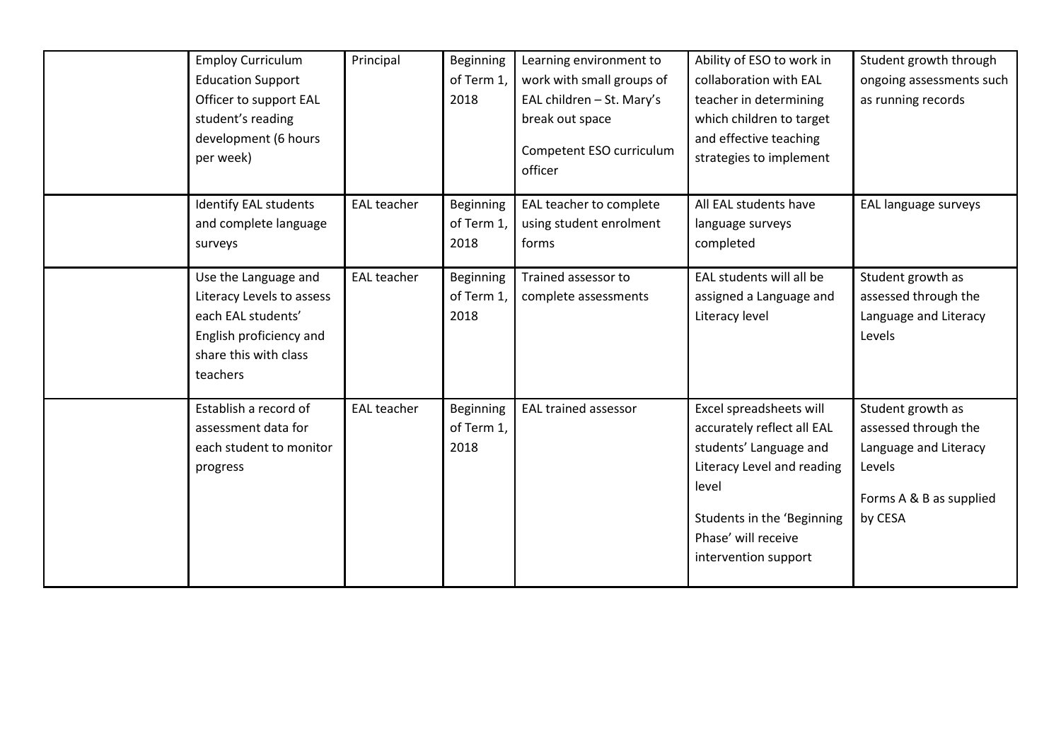| | | | | | | |
|---|---|---|---|---|---|---|
| | Employ Curriculum Education Support Officer to support EAL student's reading development (6 hours per week) | Principal | Beginning of Term 1, 2018 | Learning environment to work with small groups of EAL children – St. Mary's break out space<br><br>Competent ESO curriculum officer | Ability of ESO to work in collaboration with EAL teacher in determining which children to target and effective teaching strategies to implement | Student growth through ongoing assessments such as running records |
| | Identify EAL students and complete language surveys | EAL teacher | Beginning of Term 1, 2018 | EAL teacher to complete using student enrolment forms | All EAL students have language surveys completed | EAL language surveys |
| | Use the Language and Literacy Levels to assess each EAL students' English proficiency and share this with class teachers | EAL teacher | Beginning of Term 1, 2018 | Trained assessor to complete assessments | EAL students will all be assigned a Language and Literacy level | Student growth as assessed through the Language and Literacy Levels |
| | Establish a record of assessment data for each student to monitor progress | EAL teacher | Beginning of Term 1, 2018 | EAL trained assessor | Excel spreadsheets will accurately reflect all EAL students' Language and Literacy Level and reading level<br><br>Students in the 'Beginning Phase' will receive intervention support | Student growth as assessed through the Language and Literacy Levels<br><br>Forms A & B as supplied by CESA |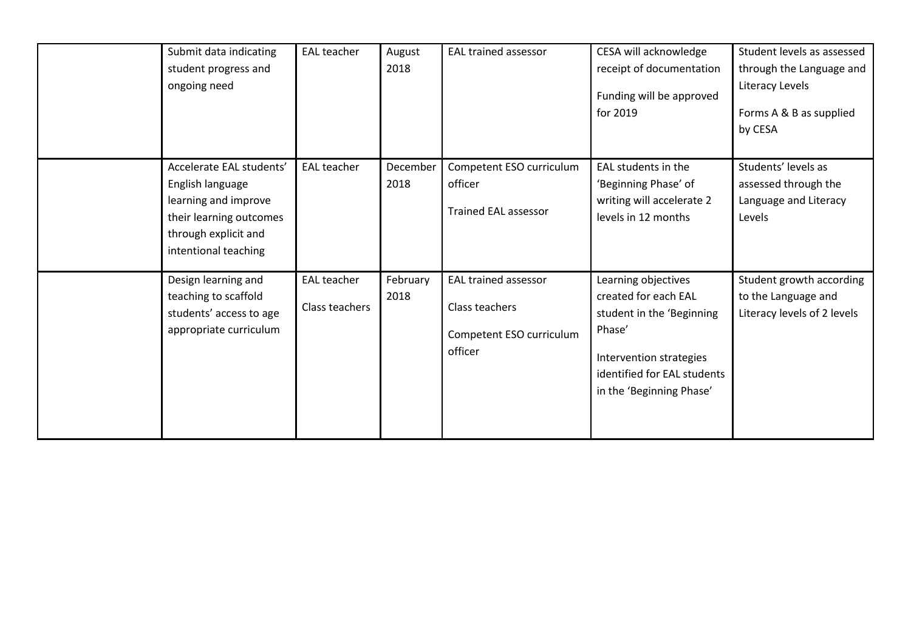|  |  |  |  |  |  |  |
|---|---|---|---|---|---|---|
|  | Submit data indicating student progress and ongoing need | EAL teacher | August 2018 | EAL trained assessor | CESA will acknowledge receipt of documentation<br><br>Funding will be approved for 2019 | Student levels as assessed through the Language and Literacy Levels<br><br>Forms A & B as supplied by CESA |
|  | Accelerate EAL students' English language learning and improve their learning outcomes through explicit and intentional teaching | EAL teacher | December 2018 | Competent ESO curriculum officer<br><br>Trained EAL assessor | EAL students in the 'Beginning Phase' of writing will accelerate 2 levels in 12 months | Students' levels as assessed through the Language and Literacy Levels |
|  | Design learning and teaching to scaffold students' access to age appropriate curriculum | EAL teacher<br><br>Class teachers | February 2018 | EAL trained assessor<br><br>Class teachers<br><br>Competent ESO curriculum officer | Learning objectives created for each EAL student in the 'Beginning Phase'<br><br>Intervention strategies identified for EAL students in the 'Beginning Phase' | Student growth according to the Language and Literacy levels of 2 levels |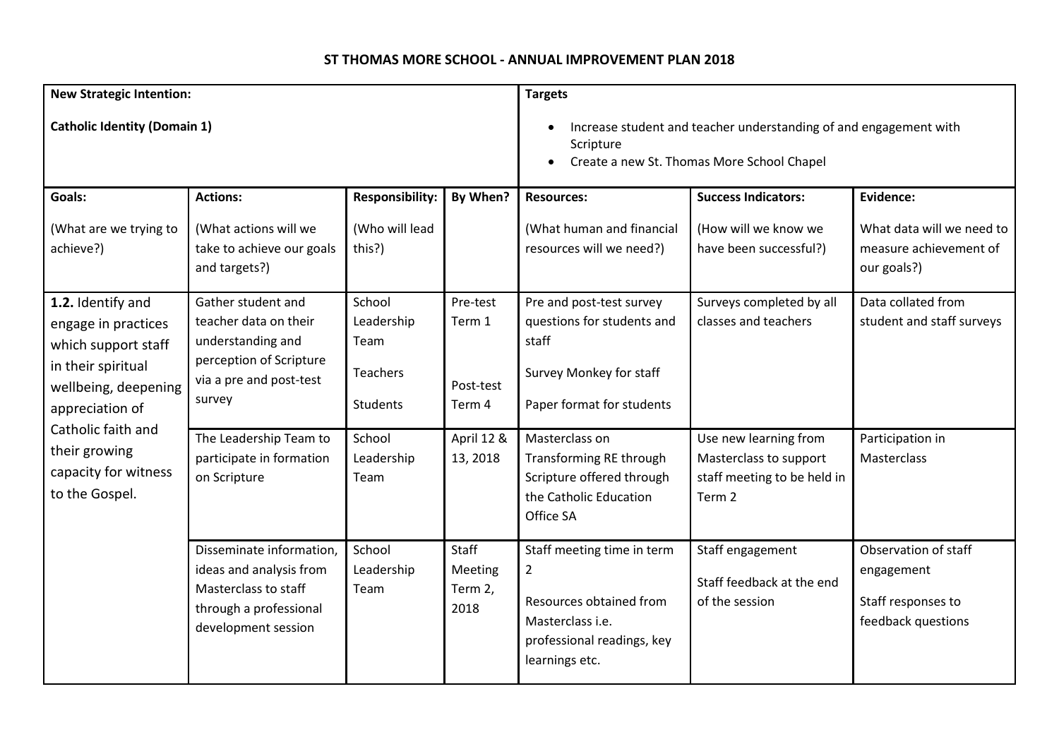# ST THOMAS MORE SCHOOL - ANNUAL IMPROVEMENT PLAN 2018

| **New Strategic Intention:**<br><br>**Catholic Identity (Domain 1)** | | | | **Targets**<br><br>• Increase student and teacher understanding of and engagement with Scripture<br>• Create a new St. Thomas More School Chapel | | |
|---|---|---|---|---|---|---|
| **Goals:**<br><br>(What are we trying to achieve?) | **Actions:**<br><br>(What actions will we take to achieve our goals and targets?) | **Responsibility:**<br><br>(Who will lead this?) | **By When?** | **Resources:**<br><br>(What human and financial resources will we need?) | **Success Indicators:**<br><br>(How will we know we have been successful?) | **Evidence:**<br><br>What data will we need to measure achievement of our goals?) |
| **1.2.** Identify and engage in practices which support staff in their spiritual wellbeing, deepening appreciation of Catholic faith and their growing capacity for witness to the Gospel. | Gather student and teacher data on their understanding and perception of Scripture via a pre and post-test survey | School Leadership Team<br><br>Teachers<br><br>Students | Pre-test Term 1<br><br>Post-test Term 4 | Pre and post-test survey questions for students and staff<br><br>Survey Monkey for staff<br><br>Paper format for students | Surveys completed by all classes and teachers | Data collated from student and staff surveys |
| | The Leadership Team to participate in formation on Scripture | School Leadership Team | April 12 & 13, 2018 | Masterclass on Transforming RE through Scripture offered through the Catholic Education Office SA | Use new learning from Masterclass to support staff meeting to be held in Term 2 | Participation in Masterclass |
| | Disseminate information, ideas and analysis from Masterclass to staff through a professional development session | School Leadership Team | Staff Meeting Term 2, 2018 | Staff meeting time in term 2<br><br>Resources obtained from Masterclass i.e. professional readings, key learnings etc. | Staff engagement<br><br>Staff feedback at the end of the session | Observation of staff engagement<br><br>Staff responses to feedback questions |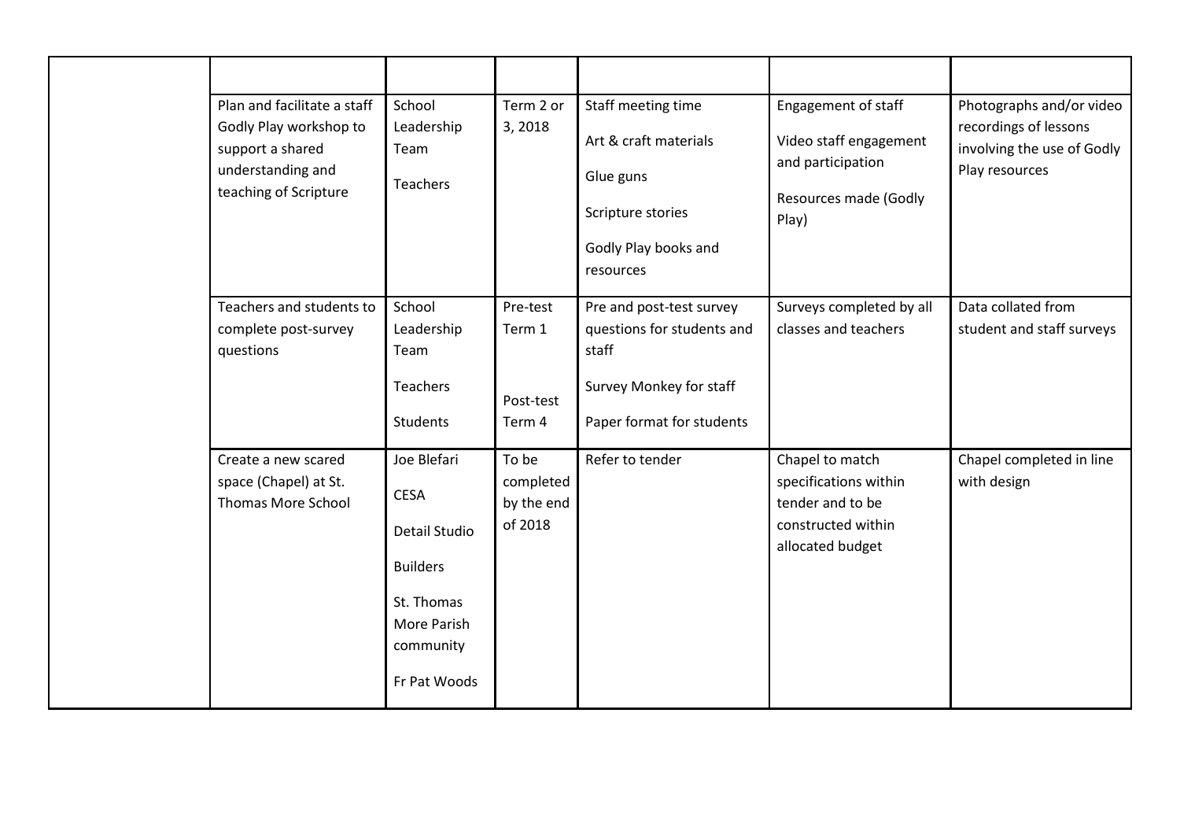| | | | | | | |
|---|---|---|---|---|---|---|
| | | | | | | |
| | Plan and facilitate a staff Godly Play workshop to support a shared understanding and teaching of Scripture | School Leadership Team<br><br>Teachers | Term 2 or 3, 2018 | Staff meeting time<br><br>Art & craft materials<br><br>Glue guns<br><br>Scripture stories<br><br>Godly Play books and resources | Engagement of staff<br><br>Video staff engagement and participation<br><br>Resources made (Godly Play) | Photographs and/or video recordings of lessons involving the use of Godly Play resources |
| | Teachers and students to complete post-survey questions | School Leadership Team<br><br>Teachers<br><br>Students | Pre-test Term 1<br><br>Post-test Term 4 | Pre and post-test survey questions for students and staff<br><br>Survey Monkey for staff<br><br>Paper format for students | Surveys completed by all classes and teachers | Data collated from student and staff surveys |
| | Create a new scared space (Chapel) at St. Thomas More School | Joe Blefari<br><br>CESA<br><br>Detail Studio<br><br>Builders<br><br>St. Thomas More Parish community<br><br>Fr Pat Woods | To be completed by the end of 2018 | Refer to tender | Chapel to match specifications within tender and to be constructed within allocated budget | Chapel completed in line with design |